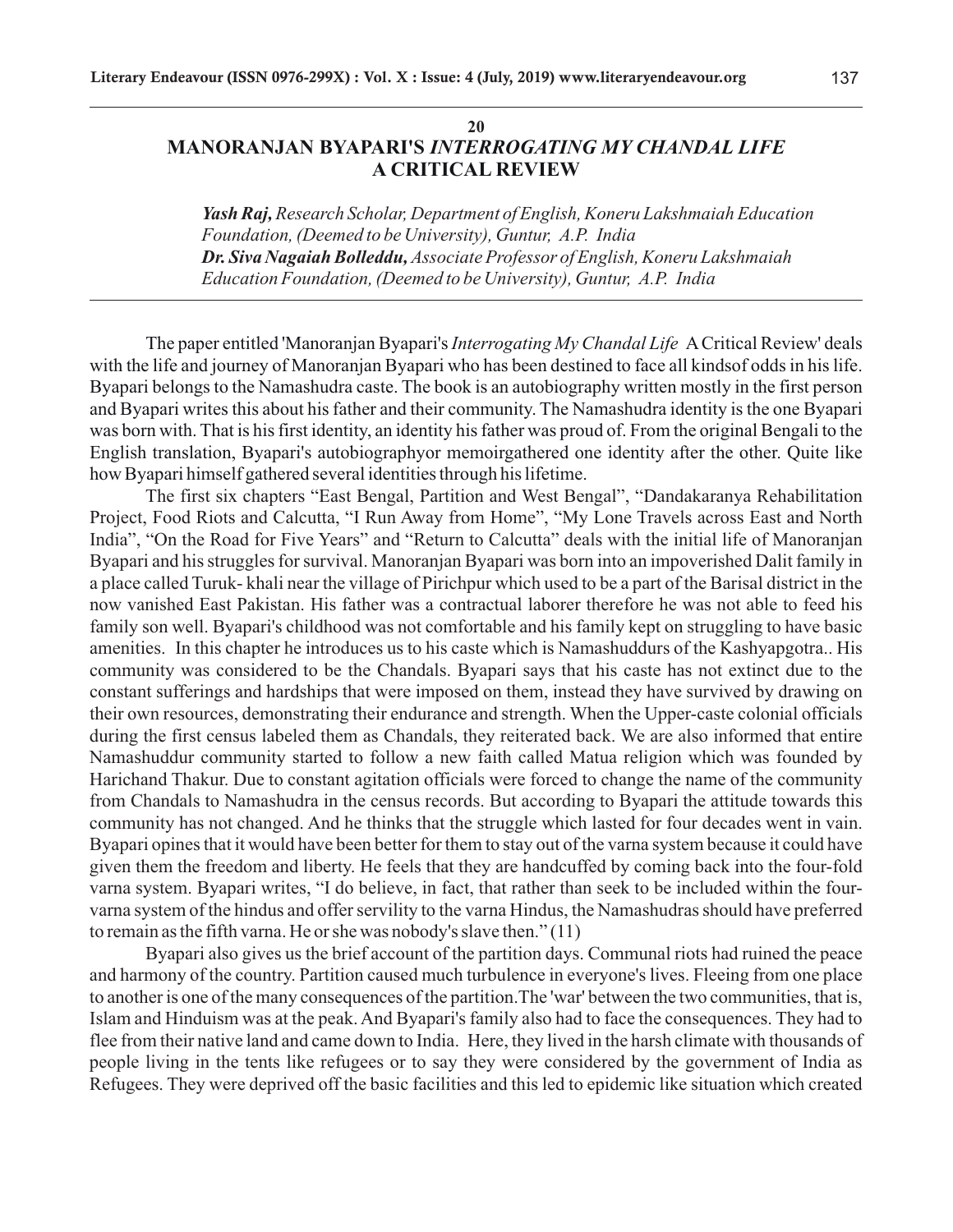20

# MANORANJAN BYAPARI'S *INTERROGATING MY CHANDAL LIFE* A CRITICAL REVIEW

***Yash Raj,*** *Research Scholar, Department of English, Koneru Lakshmaiah Education Foundation, (Deemed to be University), Guntur, A.P. India*
***Dr. Siva Nagaiah Bolleddu,*** *Associate Professor of English, Koneru Lakshmaiah Education Foundation, (Deemed to be University), Guntur, A.P. India*

---

The paper entitled 'Manoranjan Byapari's *Interrogating My Chandal Life* A Critical Review' deals with the life and journey of Manoranjan Byapari who has been destined to face all kindsof odds in his life. Byapari belongs to the Namashudra caste. The book is an autobiography written mostly in the first person and Byapari writes this about his father and their community. The Namashudra identity is the one Byapari was born with. That is his first identity, an identity his father was proud of. From the original Bengali to the English translation, Byapari's autobiographyor memoirgathered one identity after the other. Quite like how Byapari himself gathered several identities through his lifetime.

The first six chapters "East Bengal, Partition and West Bengal", "Dandakaranya Rehabilitation Project, Food Riots and Calcutta, "I Run Away from Home", "My Lone Travels across East and North India", "On the Road for Five Years" and "Return to Calcutta" deals with the initial life of Manoranjan Byapari and his struggles for survival. Manoranjan Byapari was born into an impoverished Dalit family in a place called Turuk- khali near the village of Pirichpur which used to be a part of the Barisal district in the now vanished East Pakistan. His father was a contractual laborer therefore he was not able to feed his family son well. Byapari's childhood was not comfortable and his family kept on struggling to have basic amenities. In this chapter he introduces us to his caste which is Namashuddurs of the Kashyapgotra.. His community was considered to be the Chandals. Byapari says that his caste has not extinct due to the constant sufferings and hardships that were imposed on them, instead they have survived by drawing on their own resources, demonstrating their endurance and strength. When the Upper-caste colonial officials during the first census labeled them as Chandals, they reiterated back. We are also informed that entire Namashuddur community started to follow a new faith called Matua religion which was founded by Harichand Thakur. Due to constant agitation officials were forced to change the name of the community from Chandals to Namashudra in the census records. But according to Byapari the attitude towards this community has not changed. And he thinks that the struggle which lasted for four decades went in vain. Byapari opines that it would have been better for them to stay out of the varna system because it could have given them the freedom and liberty. He feels that they are handcuffed by coming back into the four-fold varna system. Byapari writes, "I do believe, in fact, that rather than seek to be included within the four-varna system of the hindus and offer servility to the varna Hindus, the Namashudras should have preferred to remain as the fifth varna. He or she was nobody's slave then." (11)

Byapari also gives us the brief account of the partition days. Communal riots had ruined the peace and harmony of the country. Partition caused much turbulence in everyone's lives. Fleeing from one place to another is one of the many consequences of the partition.The 'war' between the two communities, that is, Islam and Hinduism was at the peak. And Byapari's family also had to face the consequences. They had to flee from their native land and came down to India. Here, they lived in the harsh climate with thousands of people living in the tents like refugees or to say they were considered by the government of India as Refugees. They were deprived off the basic facilities and this led to epidemic like situation which created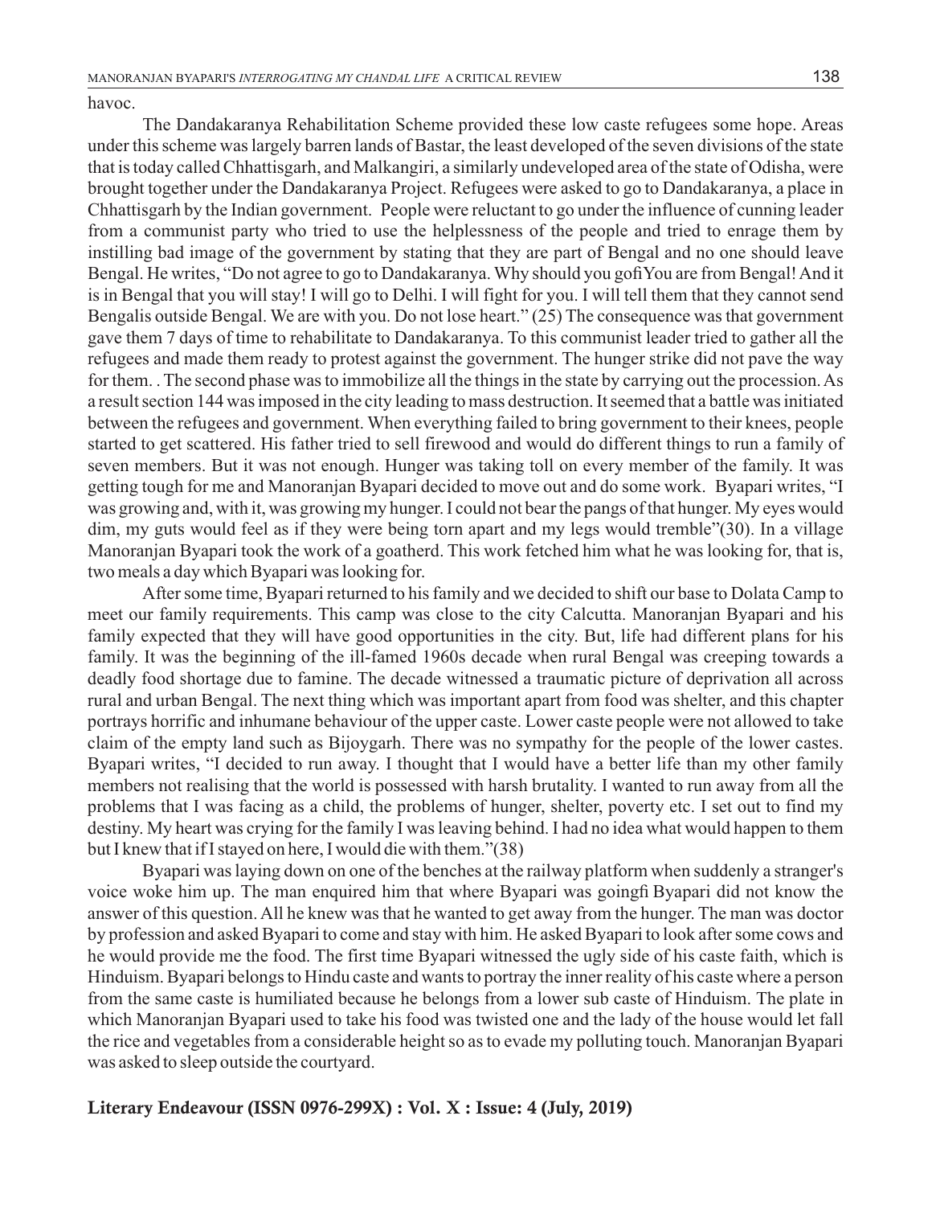havoc.

The Dandakaranya Rehabilitation Scheme provided these low caste refugees some hope. Areas under this scheme was largely barren lands of Bastar, the least developed of the seven divisions of the state that is today called Chhattisgarh, and Malkangiri, a similarly undeveloped area of the state of Odisha, were brought together under the Dandakaranya Project. Refugees were asked to go to Dandakaranya, a place in Chhattisgarh by the Indian government. People were reluctant to go under the influence of cunning leader from a communist party who tried to use the helplessness of the people and tried to enrage them by instilling bad image of the government by stating that they are part of Bengal and no one should leave Bengal. He writes, "Do not agree to go to Dandakaranya. Why should you gofiYou are from Bengal! And it is in Bengal that you will stay! I will go to Delhi. I will fight for you. I will tell them that they cannot send Bengalis outside Bengal. We are with you. Do not lose heart." (25) The consequence was that government gave them 7 days of time to rehabilitate to Dandakaranya. To this communist leader tried to gather all the refugees and made them ready to protest against the government. The hunger strike did not pave the way for them. . The second phase was to immobilize all the things in the state by carrying out the procession. As a result section 144 was imposed in the city leading to mass destruction. It seemed that a battle was initiated between the refugees and government. When everything failed to bring government to their knees, people started to get scattered. His father tried to sell firewood and would do different things to run a family of seven members. But it was not enough. Hunger was taking toll on every member of the family. It was getting tough for me and Manoranjan Byapari decided to move out and do some work. Byapari writes, "I was growing and, with it, was growing my hunger. I could not bear the pangs of that hunger. My eyes would dim, my guts would feel as if they were being torn apart and my legs would tremble"(30). In a village Manoranjan Byapari took the work of a goatherd. This work fetched him what he was looking for, that is, two meals a day which Byapari was looking for.

After some time, Byapari returned to his family and we decided to shift our base to Dolata Camp to meet our family requirements. This camp was close to the city Calcutta. Manoranjan Byapari and his family expected that they will have good opportunities in the city. But, life had different plans for his family. It was the beginning of the ill-famed 1960s decade when rural Bengal was creeping towards a deadly food shortage due to famine. The decade witnessed a traumatic picture of deprivation all across rural and urban Bengal. The next thing which was important apart from food was shelter, and this chapter portrays horrific and inhumane behaviour of the upper caste. Lower caste people were not allowed to take claim of the empty land such as Bijoygarh. There was no sympathy for the people of the lower castes. Byapari writes, "I decided to run away. I thought that I would have a better life than my other family members not realising that the world is possessed with harsh brutality. I wanted to run away from all the problems that I was facing as a child, the problems of hunger, shelter, poverty etc. I set out to find my destiny. My heart was crying for the family I was leaving behind. I had no idea what would happen to them but I knew that if I stayed on here, I would die with them."(38)

Byapari was laying down on one of the benches at the railway platform when suddenly a stranger's voice woke him up. The man enquired him that where Byapari was goingfi Byapari did not know the answer of this question. All he knew was that he wanted to get away from the hunger. The man was doctor by profession and asked Byapari to come and stay with him. He asked Byapari to look after some cows and he would provide me the food. The first time Byapari witnessed the ugly side of his caste faith, which is Hinduism. Byapari belongs to Hindu caste and wants to portray the inner reality of his caste where a person from the same caste is humiliated because he belongs from a lower sub caste of Hinduism. The plate in which Manoranjan Byapari used to take his food was twisted one and the lady of the house would let fall the rice and vegetables from a considerable height so as to evade my polluting touch. Manoranjan Byapari was asked to sleep outside the courtyard.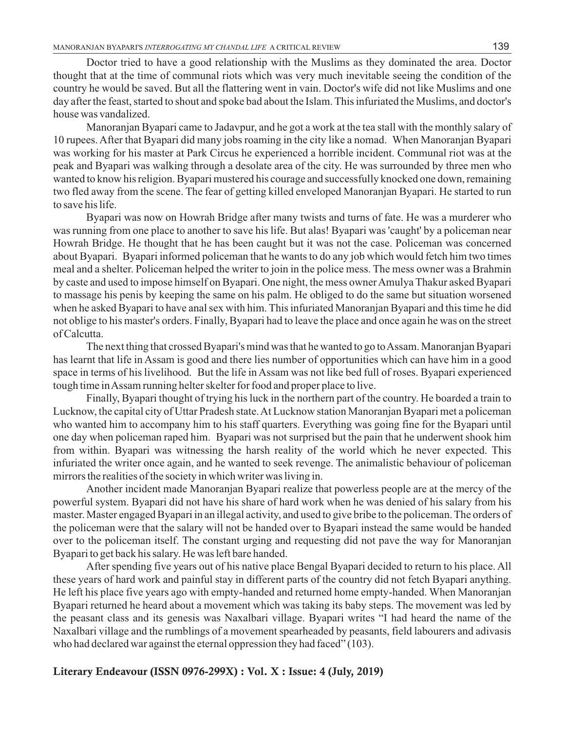Doctor tried to have a good relationship with the Muslims as they dominated the area. Doctor thought that at the time of communal riots which was very much inevitable seeing the condition of the country he would be saved. But all the flattering went in vain. Doctor's wife did not like Muslims and one day after the feast, started to shout and spoke bad about the Islam. This infuriated the Muslims, and doctor's house was vandalized.

Manoranjan Byapari came to Jadavpur, and he got a work at the tea stall with the monthly salary of 10 rupees. After that Byapari did many jobs roaming in the city like a nomad. When Manoranjan Byapari was working for his master at Park Circus he experienced a horrible incident. Communal riot was at the peak and Byapari was walking through a desolate area of the city. He was surrounded by three men who wanted to know his religion. Byapari mustered his courage and successfully knocked one down, remaining two fled away from the scene. The fear of getting killed enveloped Manoranjan Byapari. He started to run to save his life.

Byapari was now on Howrah Bridge after many twists and turns of fate. He was a murderer who was running from one place to another to save his life. But alas! Byapari was 'caught' by a policeman near Howrah Bridge. He thought that he has been caught but it was not the case. Policeman was concerned about Byapari. Byapari informed policeman that he wants to do any job which would fetch him two times meal and a shelter. Policeman helped the writer to join in the police mess. The mess owner was a Brahmin by caste and used to impose himself on Byapari. One night, the mess owner Amulya Thakur asked Byapari to massage his penis by keeping the same on his palm. He obliged to do the same but situation worsened when he asked Byapari to have anal sex with him. This infuriated Manoranjan Byapari and this time he did not oblige to his master's orders. Finally, Byapari had to leave the place and once again he was on the street of Calcutta.

The next thing that crossed Byapari's mind was that he wanted to go to Assam. Manoranjan Byapari has learnt that life in Assam is good and there lies number of opportunities which can have him in a good space in terms of his livelihood. But the life in Assam was not like bed full of roses. Byapari experienced tough time in Assam running helter skelter for food and proper place to live.

Finally, Byapari thought of trying his luck in the northern part of the country. He boarded a train to Lucknow, the capital city of Uttar Pradesh state. At Lucknow station Manoranjan Byapari met a policeman who wanted him to accompany him to his staff quarters. Everything was going fine for the Byapari until one day when policeman raped him. Byapari was not surprised but the pain that he underwent shook him from within. Byapari was witnessing the harsh reality of the world which he never expected. This infuriated the writer once again, and he wanted to seek revenge. The animalistic behaviour of policeman mirrors the realities of the society in which writer was living in.

Another incident made Manoranjan Byapari realize that powerless people are at the mercy of the powerful system. Byapari did not have his share of hard work when he was denied of his salary from his master. Master engaged Byapari in an illegal activity, and used to give bribe to the policeman. The orders of the policeman were that the salary will not be handed over to Byapari instead the same would be handed over to the policeman itself. The constant urging and requesting did not pave the way for Manoranjan Byapari to get back his salary. He was left bare handed.

After spending five years out of his native place Bengal Byapari decided to return to his place. All these years of hard work and painful stay in different parts of the country did not fetch Byapari anything. He left his place five years ago with empty-handed and returned home empty-handed. When Manoranjan Byapari returned he heard about a movement which was taking its baby steps. The movement was led by the peasant class and its genesis was Naxalbari village. Byapari writes "I had heard the name of the Naxalbari village and the rumblings of a movement spearheaded by peasants, field labourers and adivasis who had declared war against the eternal oppression they had faced" (103).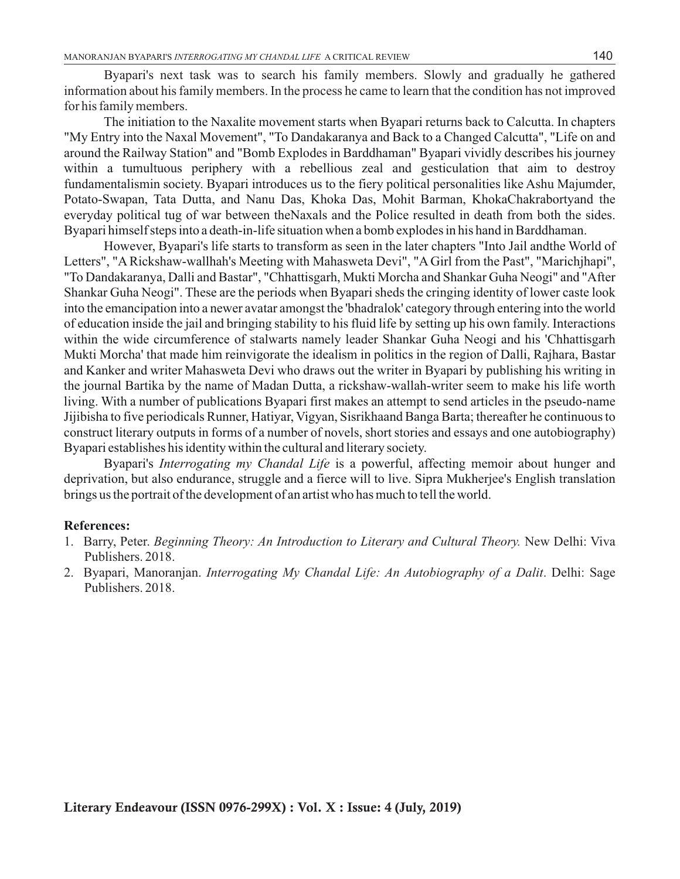Byapari's next task was to search his family members. Slowly and gradually he gathered information about his family members. In the process he came to learn that the condition has not improved for his family members.

The initiation to the Naxalite movement starts when Byapari returns back to Calcutta. In chapters "My Entry into the Naxal Movement", "To Dandakaranya and Back to a Changed Calcutta", "Life on and around the Railway Station" and "Bomb Explodes in Barddhaman" Byapari vividly describes his journey within a tumultuous periphery with a rebellious zeal and gesticulation that aim to destroy fundamentalismin society. Byapari introduces us to the fiery political personalities like Ashu Majumder, Potato-Swapan, Tata Dutta, and Nanu Das, Khoka Das, Mohit Barman, KhokaChakrabortyand the everyday political tug of war between theNaxals and the Police resulted in death from both the sides. Byapari himself steps into a death-in-life situation when a bomb explodes in his hand in Barddhaman.

However, Byapari's life starts to transform as seen in the later chapters "Into Jail andthe World of Letters", "A Rickshaw-wallhah's Meeting with Mahasweta Devi", "A Girl from the Past", "Marichjhapi", "To Dandakaranya, Dalli and Bastar", "Chhattisgarh, Mukti Morcha and Shankar Guha Neogi" and "After Shankar Guha Neogi". These are the periods when Byapari sheds the cringing identity of lower caste look into the emancipation into a newer avatar amongst the 'bhadralok' category through entering into the world of education inside the jail and bringing stability to his fluid life by setting up his own family. Interactions within the wide circumference of stalwarts namely leader Shankar Guha Neogi and his 'Chhattisgarh Mukti Morcha' that made him reinvigorate the idealism in politics in the region of Dalli, Rajhara, Bastar and Kanker and writer Mahasweta Devi who draws out the writer in Byapari by publishing his writing in the journal Bartika by the name of Madan Dutta, a rickshaw-wallah-writer seem to make his life worth living. With a number of publications Byapari first makes an attempt to send articles in the pseudo-name Jijibisha to five periodicals Runner, Hatiyar, Vigyan, Sisrikhaand Banga Barta; thereafter he continuous to construct literary outputs in forms of a number of novels, short stories and essays and one autobiography) Byapari establishes his identity within the cultural and literary society.

Byapari's *Interrogating my Chandal Life* is a powerful, affecting memoir about hunger and deprivation, but also endurance, struggle and a fierce will to live. Sipra Mukherjee's English translation brings us the portrait of the development of an artist who has much to tell the world.

**References:**

1. Barry, Peter. *Beginning Theory: An Introduction to Literary and Cultural Theory.* New Delhi: Viva Publishers. 2018.
2. Byapari, Manoranjan. *Interrogating My Chandal Life: An Autobiography of a Dalit*. Delhi: Sage Publishers. 2018.